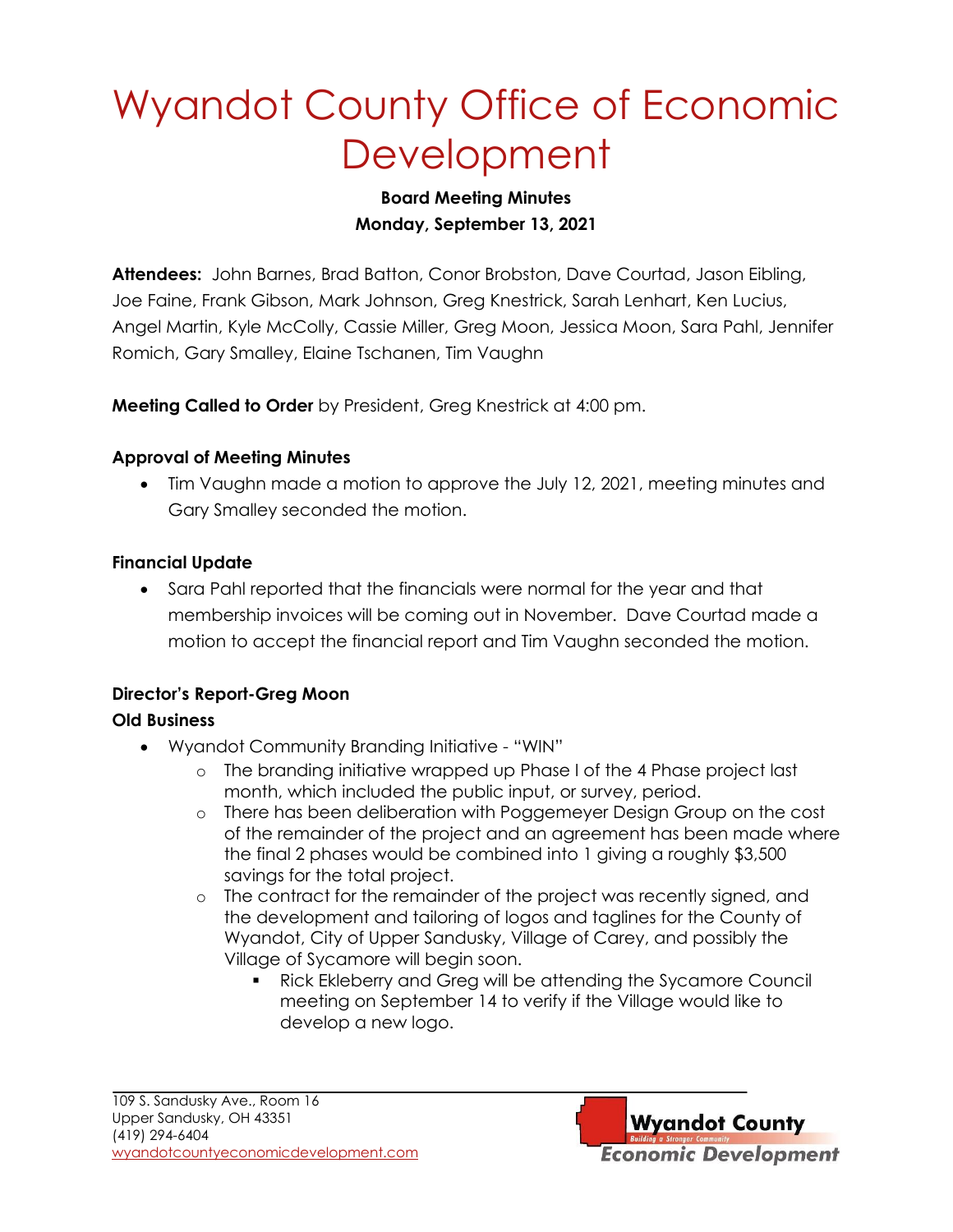# Wyandot County Office of Economic Development

**Board Meeting Minutes**
**Monday, September 13, 2021**

**Attendees:** John Barnes, Brad Batton, Conor Brobston, Dave Courtad, Jason Eibling, Joe Faine, Frank Gibson, Mark Johnson, Greg Knestrick, Sarah Lenhart, Ken Lucius, Angel Martin, Kyle McColly, Cassie Miller, Greg Moon, Jessica Moon, Sara Pahl, Jennifer Romich, Gary Smalley, Elaine Tschanen, Tim Vaughn

**Meeting Called to Order** by President, Greg Knestrick at 4:00 pm.

### Approval of Meeting Minutes

- Tim Vaughn made a motion to approve the July 12, 2021, meeting minutes and Gary Smalley seconded the motion.

### Financial Update

- Sara Pahl reported that the financials were normal for the year and that membership invoices will be coming out in November. Dave Courtad made a motion to accept the financial report and Tim Vaughn seconded the motion.

### Director's Report-Greg Moon

### Old Business

- Wyandot Community Branding Initiative - "WIN"
  - The branding initiative wrapped up Phase I of the 4 Phase project last month, which included the public input, or survey, period.
  - There has been deliberation with Poggemeyer Design Group on the cost of the remainder of the project and an agreement has been made where the final 2 phases would be combined into 1 giving a roughly $3,500 savings for the total project.
  - The contract for the remainder of the project was recently signed, and the development and tailoring of logos and taglines for the County of Wyandot, City of Upper Sandusky, Village of Carey, and possibly the Village of Sycamore will begin soon.
    - Rick Ekleberry and Greg will be attending the Sycamore Council meeting on September 14 to verify if the Village would like to develop a new logo.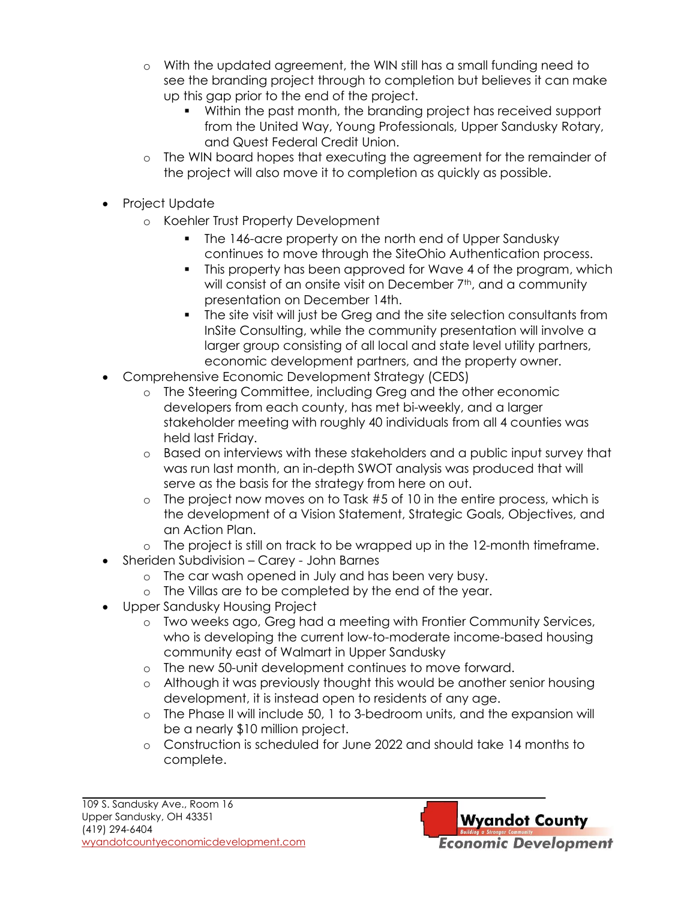- With the updated agreement, the WIN still has a small funding need to see the branding project through to completion but believes it can make up this gap prior to the end of the project.
  - Within the past month, the branding project has received support from the United Way, Young Professionals, Upper Sandusky Rotary, and Quest Federal Credit Union.
- The WIN board hopes that executing the agreement for the remainder of the project will also move it to completion as quickly as possible.

- Project Update
  - Koehler Trust Property Development
    - The 146-acre property on the north end of Upper Sandusky continues to move through the SiteOhio Authentication process.
    - This property has been approved for Wave 4 of the program, which will consist of an onsite visit on December 7th, and a community presentation on December 14th.
    - The site visit will just be Greg and the site selection consultants from InSite Consulting, while the community presentation will involve a larger group consisting of all local and state level utility partners, economic development partners, and the property owner.
- Comprehensive Economic Development Strategy (CEDS)
  - The Steering Committee, including Greg and the other economic developers from each county, has met bi-weekly, and a larger stakeholder meeting with roughly 40 individuals from all 4 counties was held last Friday.
  - Based on interviews with these stakeholders and a public input survey that was run last month, an in-depth SWOT analysis was produced that will serve as the basis for the strategy from here on out.
  - The project now moves on to Task #5 of 10 in the entire process, which is the development of a Vision Statement, Strategic Goals, Objectives, and an Action Plan.
  - The project is still on track to be wrapped up in the 12-month timeframe.
- Sheriden Subdivision – Carey - John Barnes
  - The car wash opened in July and has been very busy.
  - The Villas are to be completed by the end of the year.
- Upper Sandusky Housing Project
  - Two weeks ago, Greg had a meeting with Frontier Community Services, who is developing the current low-to-moderate income-based housing community east of Walmart in Upper Sandusky
  - The new 50-unit development continues to move forward.
  - Although it was previously thought this would be another senior housing development, it is instead open to residents of any age.
  - The Phase II will include 50, 1 to 3-bedroom units, and the expansion will be a nearly $10 million project.
  - Construction is scheduled for June 2022 and should take 14 months to complete.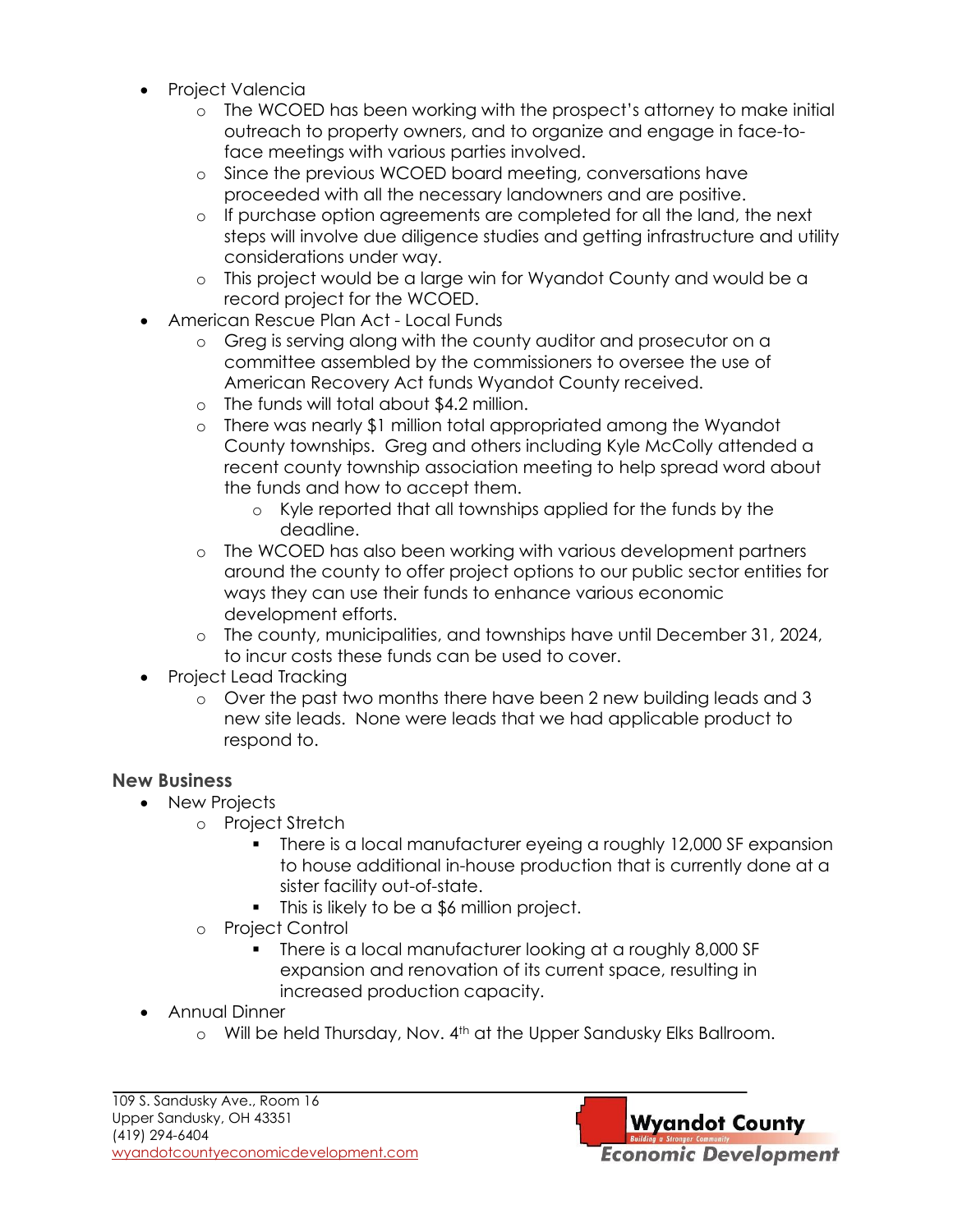- Project Valencia
  - The WCOED has been working with the prospect's attorney to make initial outreach to property owners, and to organize and engage in face-to-face meetings with various parties involved.
  - Since the previous WCOED board meeting, conversations have proceeded with all the necessary landowners and are positive.
  - If purchase option agreements are completed for all the land, the next steps will involve due diligence studies and getting infrastructure and utility considerations under way.
  - This project would be a large win for Wyandot County and would be a record project for the WCOED.
- American Rescue Plan Act - Local Funds
  - Greg is serving along with the county auditor and prosecutor on a committee assembled by the commissioners to oversee the use of American Recovery Act funds Wyandot County received.
  - The funds will total about $4.2 million.
  - There was nearly $1 million total appropriated among the Wyandot County townships. Greg and others including Kyle McColly attended a recent county township association meeting to help spread word about the funds and how to accept them.
    - Kyle reported that all townships applied for the funds by the deadline.
  - The WCOED has also been working with various development partners around the county to offer project options to our public sector entities for ways they can use their funds to enhance various economic development efforts.
  - The county, municipalities, and townships have until December 31, 2024, to incur costs these funds can be used to cover.
- Project Lead Tracking
  - Over the past two months there have been 2 new building leads and 3 new site leads. None were leads that we had applicable product to respond to.

## New Business

- New Projects
  - Project Stretch
    - There is a local manufacturer eyeing a roughly 12,000 SF expansion to house additional in-house production that is currently done at a sister facility out-of-state.
    - This is likely to be a $6 million project.
  - Project Control
    - There is a local manufacturer looking at a roughly 8,000 SF expansion and renovation of its current space, resulting in increased production capacity.
- Annual Dinner
  - Will be held Thursday, Nov. 4th at the Upper Sandusky Elks Ballroom.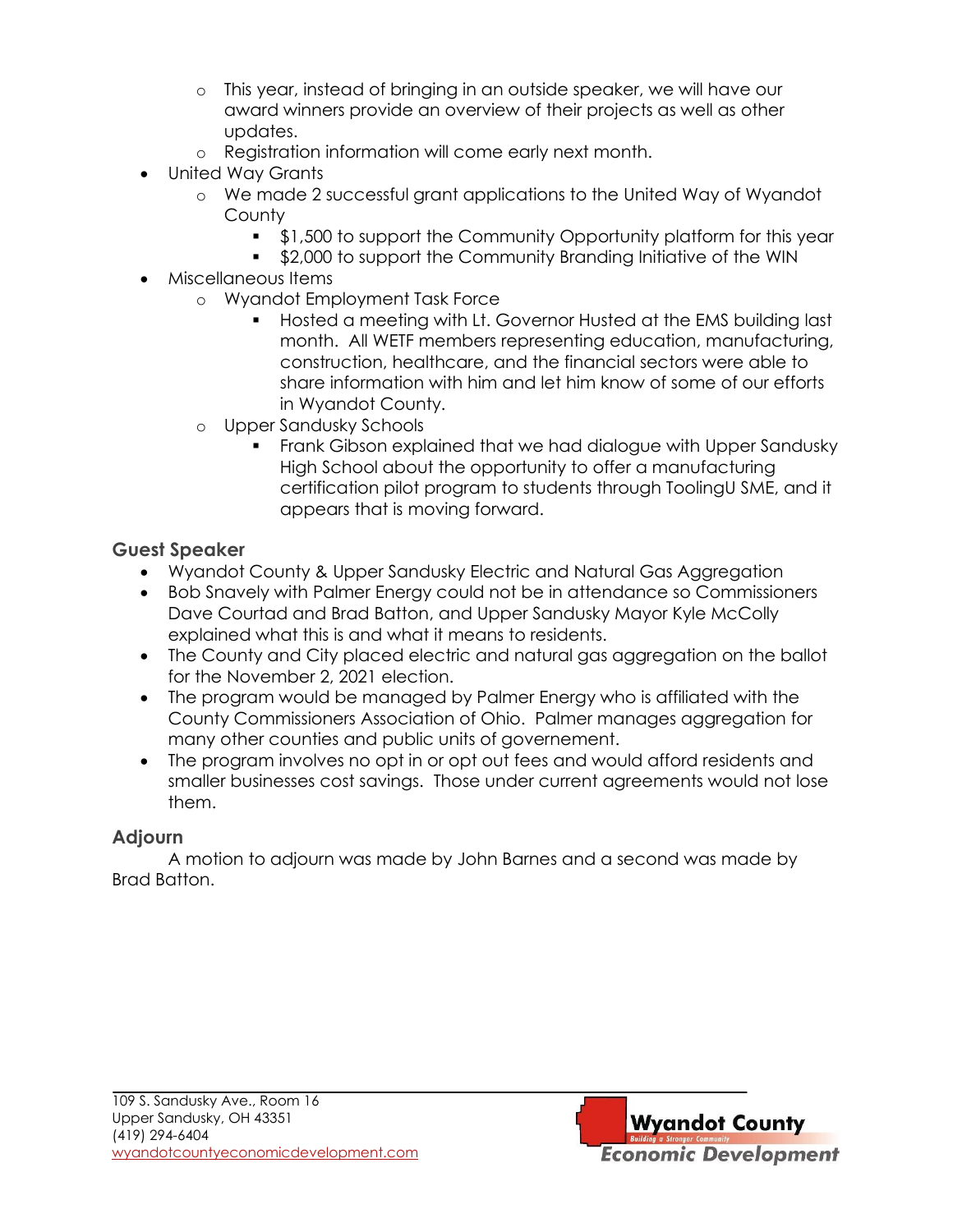- This year, instead of bringing in an outside speaker, we will have our award winners provide an overview of their projects as well as other updates.
    - Registration information will come early next month.
- United Way Grants
    - We made 2 successful grant applications to the United Way of Wyandot County
        - $1,500 to support the Community Opportunity platform for this year
        - $2,000 to support the Community Branding Initiative of the WIN
- Miscellaneous Items
    - Wyandot Employment Task Force
        - Hosted a meeting with Lt. Governor Husted at the EMS building last month. All WETF members representing education, manufacturing, construction, healthcare, and the financial sectors were able to share information with him and let him know of some of our efforts in Wyandot County.
    - Upper Sandusky Schools
        - Frank Gibson explained that we had dialogue with Upper Sandusky High School about the opportunity to offer a manufacturing certification pilot program to students through ToolingU SME, and it appears that is moving forward.

## Guest Speaker

- Wyandot County & Upper Sandusky Electric and Natural Gas Aggregation
- Bob Snavely with Palmer Energy could not be in attendance so Commissioners Dave Courtad and Brad Batton, and Upper Sandusky Mayor Kyle McColly explained what this is and what it means to residents.
- The County and City placed electric and natural gas aggregation on the ballot for the November 2, 2021 election.
- The program would be managed by Palmer Energy who is affiliated with the County Commissioners Association of Ohio. Palmer manages aggregation for many other counties and public units of governement.
- The program involves no opt in or opt out fees and would afford residents and smaller businesses cost savings. Those under current agreements would not lose them.

## Adjourn

A motion to adjourn was made by John Barnes and a second was made by Brad Batton.